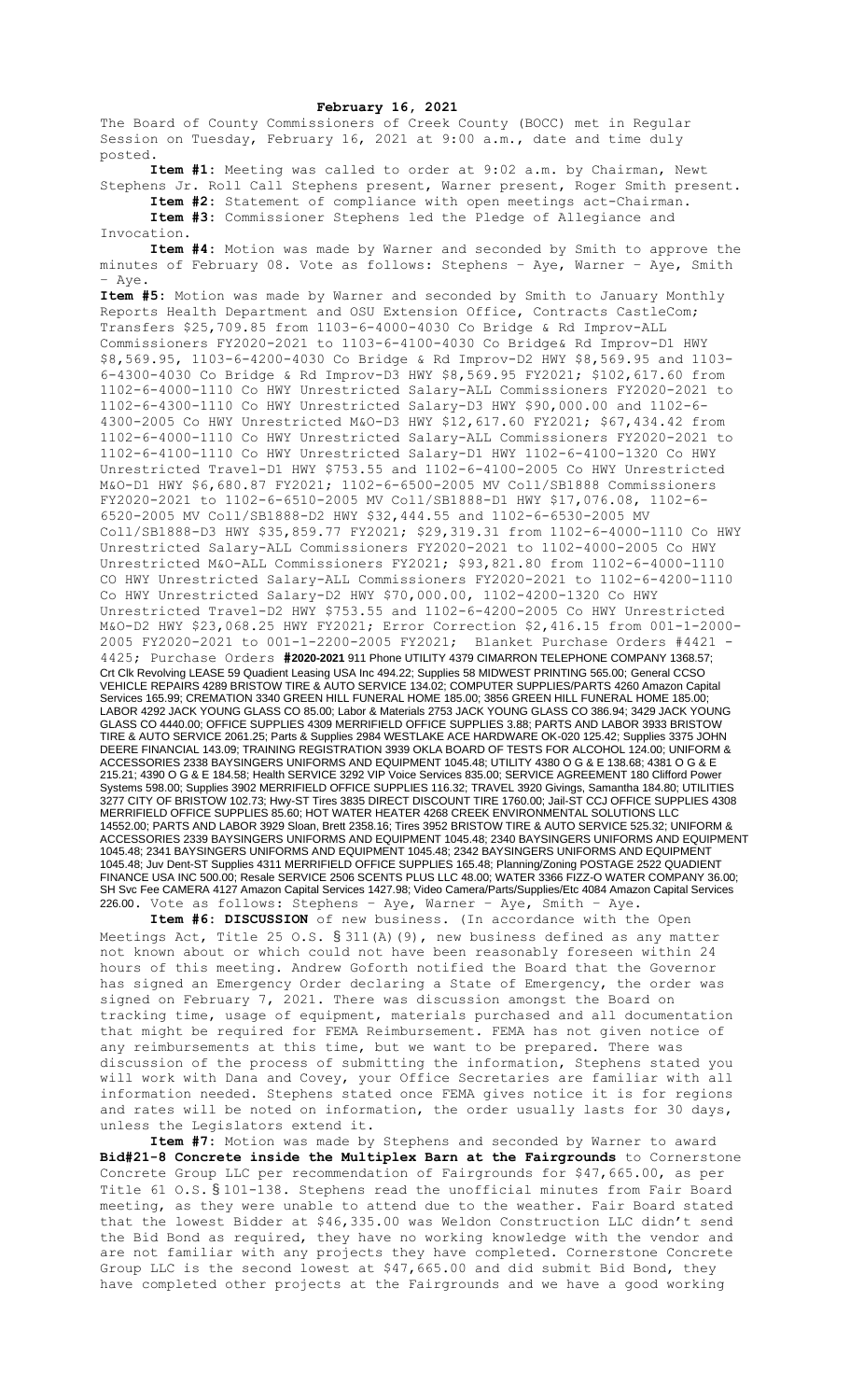**February 16, 2021**

The Board of County Commissioners of Creek County (BOCC) met in Regular Session on Tuesday, February 16, 2021 at 9:00 a.m., date and time duly posted.

**Item #1:** Meeting was called to order at 9:02 a.m. by Chairman, Newt Stephens Jr. Roll Call Stephens present, Warner present, Roger Smith present.

**Item #2:** Statement of compliance with open meetings act-Chairman.

**Item #3:** Commissioner Stephens led the Pledge of Allegiance and Invocation.

**Item #4:** Motion was made by Warner and seconded by Smith to approve the minutes of February 08. Vote as follows: Stephens – Aye, Warner – Aye, Smith – Aye.

**Item #5:** Motion was made by Warner and seconded by Smith to January Monthly Reports Health Department and OSU Extension Office, Contracts CastleCom; Transfers $25,709.85 from 1103-6-4000-4030 Co Bridge & Rd Improv-ALL Commissioners FY2020-2021 to 1103-6-4100-4030 Co Bridge& Rd Improv-D1 HWY $8,569.95, 1103-6-4200-4030 Co Bridge & Rd Improv-D2 HWY $8,569.95 and 1103-6-4300-4030 Co Bridge & Rd Improv-D3 HWY $8,569.95 FY2021; $102,617.60 from 1102-6-4000-1110 Co HWY Unrestricted Salary-ALL Commissioners FY2020-2021 to 1102-6-4300-1110 Co HWY Unrestricted Salary-D3 HWY $90,000.00 and 1102-6-4300-2005 Co HWY Unrestricted M&O-D3 HWY $12,617.60 FY2021; $67,434.42 from 1102-6-4000-1110 Co HWY Unrestricted Salary-ALL Commissioners FY2020-2021 to 1102-6-4100-1110 Co HWY Unrestricted Salary-D1 HWY 1102-6-4100-1320 Co HWY Unrestricted Travel-D1 HWY $753.55 and 1102-6-4100-2005 Co HWY Unrestricted M&O-D1 HWY $6,680.87 FY2021; 1102-6-6500-2005 MV Coll/SB1888 Commissioners FY2020-2021 to 1102-6-6510-2005 MV Coll/SB1888-D1 HWY $17,076.08, 1102-6-6520-2005 MV Coll/SB1888-D2 HWY $32,444.55 and 1102-6-6530-2005 MV Coll/SB1888-D3 HWY $35,859.77 FY2021; $29,319.31 from 1102-6-4000-1110 Co HWY Unrestricted Salary-ALL Commissioners FY2020-2021 to 1102-4000-2005 Co HWY Unrestricted M&O-ALL Commissioners FY2021; $93,821.80 from 1102-6-4000-1110 CO HWY Unrestricted Salary-ALL Commissioners FY2020-2021 to 1102-6-4200-1110 Co HWY Unrestricted Salary-D2 HWY $70,000.00, 1102-4200-1320 Co HWY Unrestricted Travel-D2 HWY $753.55 and 1102-6-4200-2005 Co HWY Unrestricted M&O-D2 HWY $23,068.25 HWY FY2021; Error Correction $2,416.15 from 001-1-2000-2005 FY2020-2021 to 001-1-2200-2005 FY2021; Blanket Purchase Orders #4421 - 4425; Purchase Orders **#2020-2021** 911 Phone UTILITY 4379 CIMARRON TELEPHONE COMPANY 1368.57; Crt Clk Revolving LEASE 59 Quadient Leasing USA Inc 494.22; Supplies 58 MIDWEST PRINTING 565.00; General CCSO VEHICLE REPAIRS 4289 BRISTOW TIRE & AUTO SERVICE 134.02; COMPUTER SUPPLIES/PARTS 4260 Amazon Capital Services 165.99; CREMATION 3340 GREEN HILL FUNERAL HOME 185.00; 3856 GREEN HILL FUNERAL HOME 185.00; LABOR 4292 JACK YOUNG GLASS CO 85.00; Labor & Materials 2753 JACK YOUNG GLASS CO 386.94; 3429 JACK YOUNG GLASS CO 4440.00; OFFICE SUPPLIES 4309 MERRIFIELD OFFICE SUPPLIES 3.88; PARTS AND LABOR 3933 BRISTOW TIRE & AUTO SERVICE 2061.25; Parts & Supplies 2984 WESTLAKE ACE HARDWARE OK-020 125.42; Supplies 3375 JOHN DEERE FINANCIAL 143.09; TRAINING REGISTRATION 3939 OKLA BOARD OF TESTS FOR ALCOHOL 124.00; UNIFORM & ACCESSORIES 2338 BAYSINGERS UNIFORMS AND EQUIPMENT 1045.48; UTILITY 4380 O G & E 138.68; 4381 O G & E 215.21; 4390 O G & E 184.58; Health SERVICE 3292 VIP Voice Services 835.00; SERVICE AGREEMENT 180 Clifford Power Systems 598.00; Supplies 3902 MERRIFIELD OFFICE SUPPLIES 116.32; TRAVEL 3920 Givings, Samantha 184.80; UTILITIES 3277 CITY OF BRISTOW 102.73; Hwy-ST Tires 3835 DIRECT DISCOUNT TIRE 1760.00; Jail-ST CCJ OFFICE SUPPLIES 4308 MERRIFIELD OFFICE SUPPLIES 85.60; HOT WATER HEATER 4268 CREEK ENVIRONMENTAL SOLUTIONS LLC 14552.00; PARTS AND LABOR 3929 Sloan, Brett 2358.16; Tires 3952 BRISTOW TIRE & AUTO SERVICE 525.32; UNIFORM & ACCESSORIES 2339 BAYSINGERS UNIFORMS AND EQUIPMENT 1045.48; 2340 BAYSINGERS UNIFORMS AND EQUIPMENT 1045.48; 2341 BAYSINGERS UNIFORMS AND EQUIPMENT 1045.48; 2342 BAYSINGERS UNIFORMS AND EQUIPMENT 1045.48; Juv Dent-ST Supplies 4311 MERRIFIELD OFFICE SUPPLIES 165.48; Planning/Zoning POSTAGE 2522 QUADIENT FINANCE USA INC 500.00; Resale SERVICE 2506 SCENTS PLUS LLC 48.00; WATER 3366 FIZZ-O WATER COMPANY 36.00; SH Svc Fee CAMERA 4127 Amazon Capital Services 1427.98; Video Camera/Parts/Supplies/Etc 4084 Amazon Capital Services 226.00. Vote as follows: Stephens – Aye, Warner – Aye, Smith – Aye.

**Item #6: DISCUSSION** of new business. (In accordance with the Open Meetings Act, Title 25 O.S. § 311(A)(9), new business defined as any matter not known about or which could not have been reasonably foreseen within 24 hours of this meeting. Andrew Goforth notified the Board that the Governor has signed an Emergency Order declaring a State of Emergency, the order was signed on February 7, 2021. There was discussion amongst the Board on tracking time, usage of equipment, materials purchased and all documentation that might be required for FEMA Reimbursement. FEMA has not given notice of any reimbursements at this time, but we want to be prepared. There was discussion of the process of submitting the information, Stephens stated you will work with Dana and Covey, your Office Secretaries are familiar with all information needed. Stephens stated once FEMA gives notice it is for regions and rates will be noted on information, the order usually lasts for 30 days, unless the Legislators extend it.

**Item #7:** Motion was made by Stephens and seconded by Warner to award **Bid#21-8 Concrete inside the Multiplex Barn at the Fairgrounds** to Cornerstone Concrete Group LLC per recommendation of Fairgrounds for $47,665.00, as per Title 61 O.S. § 101-138. Stephens read the unofficial minutes from Fair Board meeting, as they were unable to attend due to the weather. Fair Board stated that the lowest Bidder at $46,335.00 was Weldon Construction LLC didn't send the Bid Bond as required, they have no working knowledge with the vendor and are not familiar with any projects they have completed. Cornerstone Concrete Group LLC is the second lowest at $47,665.00 and did submit Bid Bond, they have completed other projects at the Fairgrounds and we have a good working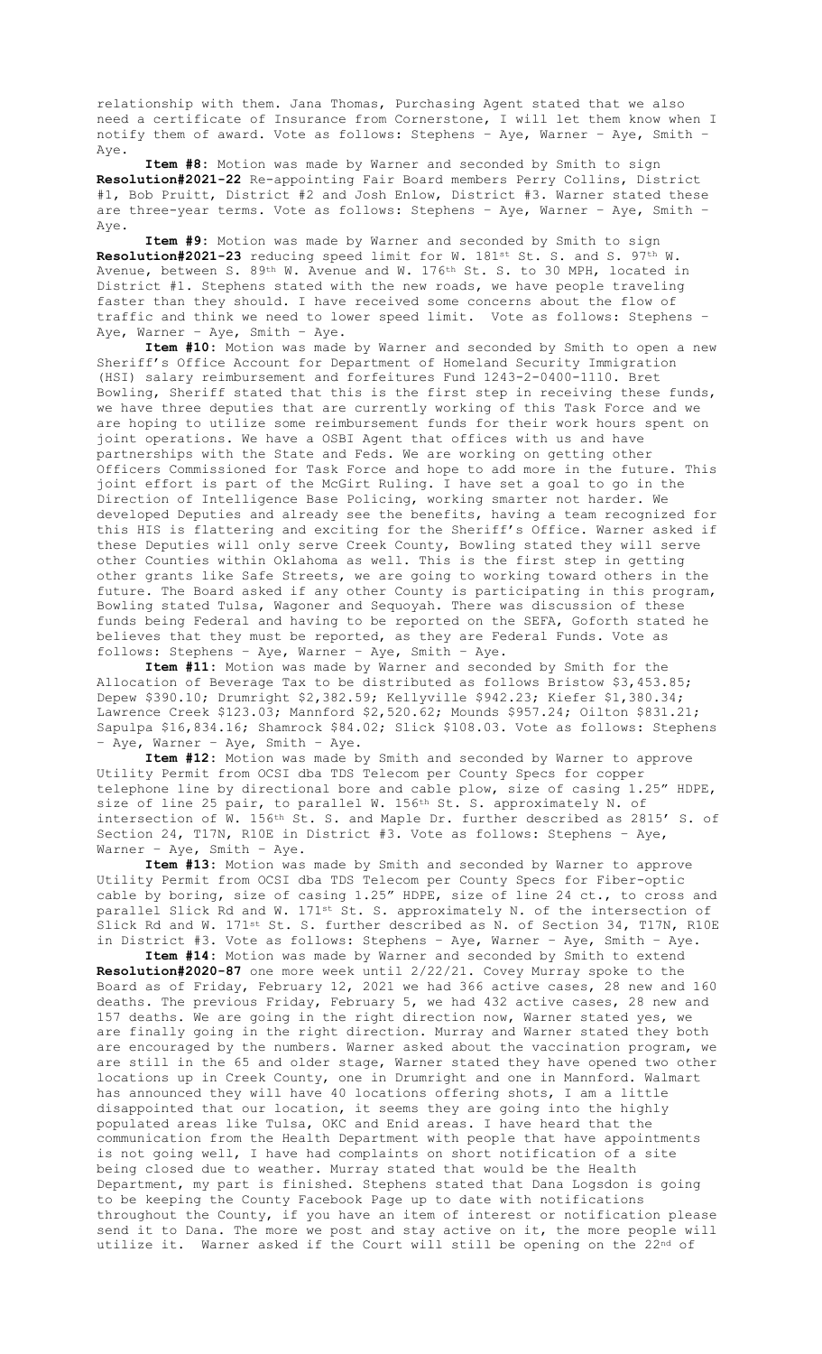relationship with them. Jana Thomas, Purchasing Agent stated that we also need a certificate of Insurance from Cornerstone, I will let them know when I notify them of award. Vote as follows: Stephens – Aye, Warner – Aye, Smith – Aye.

**Item #8:** Motion was made by Warner and seconded by Smith to sign **Resolution#2021-22** Re-appointing Fair Board members Perry Collins, District #1, Bob Pruitt, District #2 and Josh Enlow, District #3. Warner stated these are three-year terms. Vote as follows: Stephens – Aye, Warner – Aye, Smith – Aye.

**Item #9:** Motion was made by Warner and seconded by Smith to sign **Resolution#2021-23** reducing speed limit for W. 181st St. S. and S. 97th W. Avenue, between S. 89th W. Avenue and W. 176th St. S. to 30 MPH, located in District #1. Stephens stated with the new roads, we have people traveling faster than they should. I have received some concerns about the flow of traffic and think we need to lower speed limit. Vote as follows: Stephens – Aye, Warner – Aye, Smith – Aye.

**Item #10:** Motion was made by Warner and seconded by Smith to open a new Sheriff's Office Account for Department of Homeland Security Immigration (HSI) salary reimbursement and forfeitures Fund 1243-2-0400-1110. Bret Bowling, Sheriff stated that this is the first step in receiving these funds, we have three deputies that are currently working of this Task Force and we are hoping to utilize some reimbursement funds for their work hours spent on joint operations. We have a OSBI Agent that offices with us and have partnerships with the State and Feds. We are working on getting other Officers Commissioned for Task Force and hope to add more in the future. This joint effort is part of the McGirt Ruling. I have set a goal to go in the Direction of Intelligence Base Policing, working smarter not harder. We developed Deputies and already see the benefits, having a team recognized for this HIS is flattering and exciting for the Sheriff's Office. Warner asked if these Deputies will only serve Creek County, Bowling stated they will serve other Counties within Oklahoma as well. This is the first step in getting other grants like Safe Streets, we are going to working toward others in the future. The Board asked if any other County is participating in this program, Bowling stated Tulsa, Wagoner and Sequoyah. There was discussion of these funds being Federal and having to be reported on the SEFA, Goforth stated he believes that they must be reported, as they are Federal Funds. Vote as follows: Stephens – Aye, Warner – Aye, Smith – Aye.

**Item #11:** Motion was made by Warner and seconded by Smith for the Allocation of Beverage Tax to be distributed as follows Bristow $3,453.85; Depew $390.10; Drumright $2,382.59; Kellyville $942.23; Kiefer $1,380.34; Lawrence Creek $123.03; Mannford $2,520.62; Mounds $957.24; Oilton $831.21; Sapulpa $16,834.16; Shamrock $84.02; Slick $108.03. Vote as follows: Stephens – Aye, Warner – Aye, Smith – Aye.

**Item #12:** Motion was made by Smith and seconded by Warner to approve Utility Permit from OCSI dba TDS Telecom per County Specs for copper telephone line by directional bore and cable plow, size of casing 1.25" HDPE, size of line 25 pair, to parallel W. 156th St. S. approximately N. of intersection of W. 156th St. S. and Maple Dr. further described as 2815' S. of Section 24, T17N, R10E in District #3. Vote as follows: Stephens – Aye, Warner – Aye, Smith – Aye.

**Item #13:** Motion was made by Smith and seconded by Warner to approve Utility Permit from OCSI dba TDS Telecom per County Specs for Fiber-optic cable by boring, size of casing 1.25" HDPE, size of line 24 ct., to cross and parallel Slick Rd and W. 171st St. S. approximately N. of the intersection of Slick Rd and W. 171st St. S. further described as N. of Section 34, T17N, R10E in District #3. Vote as follows: Stephens – Aye, Warner – Aye, Smith – Aye.

**Item #14:** Motion was made by Warner and seconded by Smith to extend **Resolution#2020-87** one more week until 2/22/21. Covey Murray spoke to the Board as of Friday, February 12, 2021 we had 366 active cases, 28 new and 160 deaths. The previous Friday, February 5, we had 432 active cases, 28 new and 157 deaths. We are going in the right direction now, Warner stated yes, we are finally going in the right direction. Murray and Warner stated they both are encouraged by the numbers. Warner asked about the vaccination program, we are still in the 65 and older stage, Warner stated they have opened two other locations up in Creek County, one in Drumright and one in Mannford. Walmart has announced they will have 40 locations offering shots, I am a little disappointed that our location, it seems they are going into the highly populated areas like Tulsa, OKC and Enid areas. I have heard that the communication from the Health Department with people that have appointments is not going well, I have had complaints on short notification of a site being closed due to weather. Murray stated that would be the Health Department, my part is finished. Stephens stated that Dana Logsdon is going to be keeping the County Facebook Page up to date with notifications throughout the County, if you have an item of interest or notification please send it to Dana. The more we post and stay active on it, the more people will utilize it. Warner asked if the Court will still be opening on the 22nd of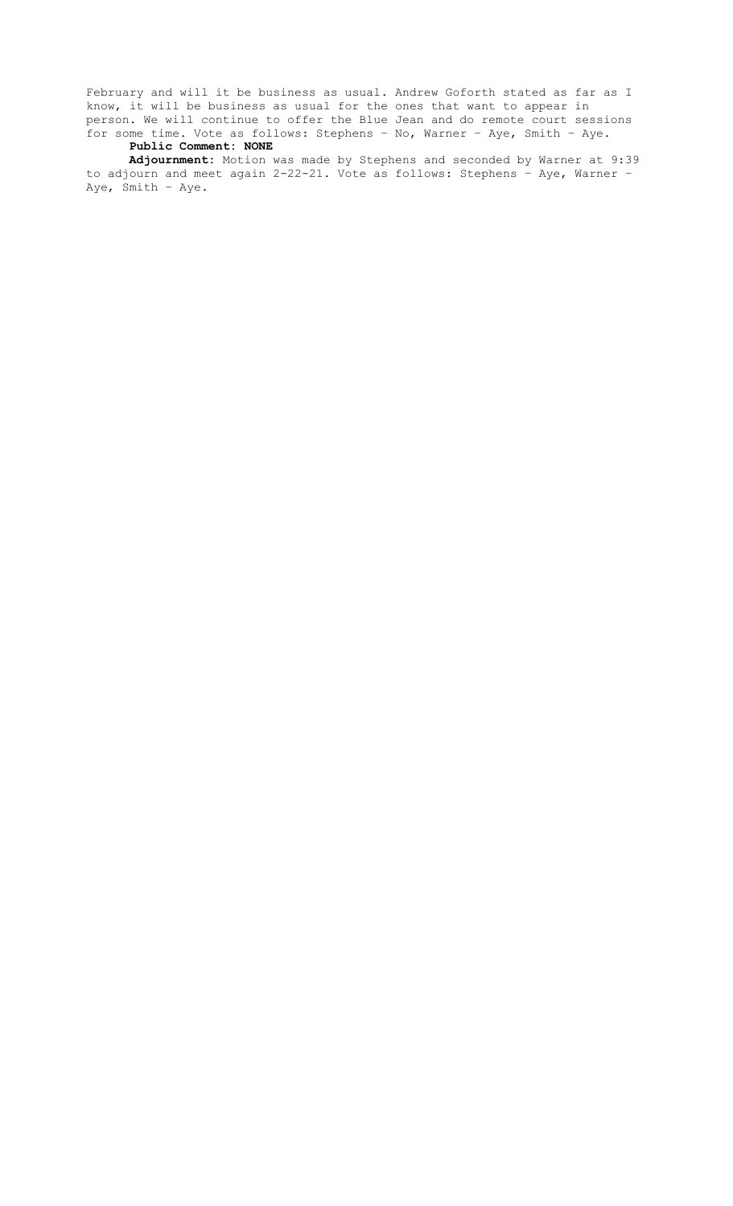February and will it be business as usual. Andrew Goforth stated as far as I know, it will be business as usual for the ones that want to appear in person. We will continue to offer the Blue Jean and do remote court sessions for some time. Vote as follows: Stephens – No, Warner – Aye, Smith – Aye.

**Public Comment: NONE**

**Adjournment**: Motion was made by Stephens and seconded by Warner at 9:39 to adjourn and meet again 2-22-21. Vote as follows: Stephens – Aye, Warner – Aye, Smith – Aye.